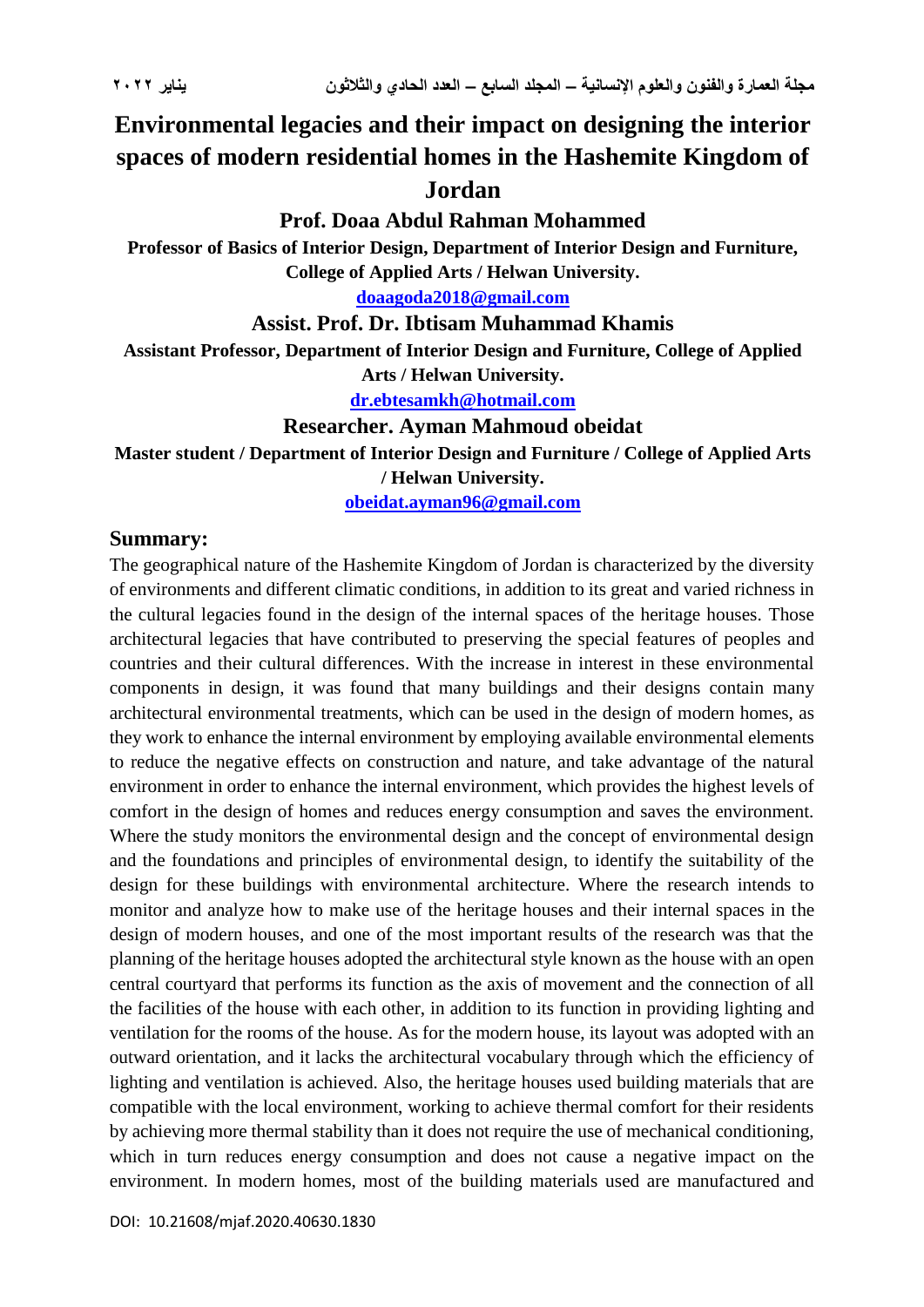# Environmental legacies and their impact on designing the interior spaces of modern residential homes in the Hashemite Kingdom of Jordan

**Prof. Doaa Abdul Rahman Mohammed**

**Professor of Basics of Interior Design, Department of Interior Design and Furniture, College of Applied Arts / Helwan University.**

doaagoda2018@gmail.com

**Assist. Prof. Dr. Ibtisam Muhammad Khamis**

**Assistant Professor, Department of Interior Design and Furniture, College of Applied Arts / Helwan University.**

dr.ebtesamkh@hotmail.com

**Researcher. Ayman Mahmoud obeidat**

**Master student / Department of Interior Design and Furniture / College of Applied Arts / Helwan University.**

obeidat.ayman96@gmail.com

## Summary:

The geographical nature of the Hashemite Kingdom of Jordan is characterized by the diversity of environments and different climatic conditions, in addition to its great and varied richness in the cultural legacies found in the design of the internal spaces of the heritage houses. Those architectural legacies that have contributed to preserving the special features of peoples and countries and their cultural differences. With the increase in interest in these environmental components in design, it was found that many buildings and their designs contain many architectural environmental treatments, which can be used in the design of modern homes, as they work to enhance the internal environment by employing available environmental elements to reduce the negative effects on construction and nature, and take advantage of the natural environment in order to enhance the internal environment, which provides the highest levels of comfort in the design of homes and reduces energy consumption and saves the environment. Where the study monitors the environmental design and the concept of environmental design and the foundations and principles of environmental design, to identify the suitability of the design for these buildings with environmental architecture. Where the research intends to monitor and analyze how to make use of the heritage houses and their internal spaces in the design of modern houses, and one of the most important results of the research was that the planning of the heritage houses adopted the architectural style known as the house with an open central courtyard that performs its function as the axis of movement and the connection of all the facilities of the house with each other, in addition to its function in providing lighting and ventilation for the rooms of the house. As for the modern house, its layout was adopted with an outward orientation, and it lacks the architectural vocabulary through which the efficiency of lighting and ventilation is achieved. Also, the heritage houses used building materials that are compatible with the local environment, working to achieve thermal comfort for their residents by achieving more thermal stability than it does not require the use of mechanical conditioning, which in turn reduces energy consumption and does not cause a negative impact on the environment. In modern homes, most of the building materials used are manufactured and

DOI: 10.21608/mjaf.2020.40630.1830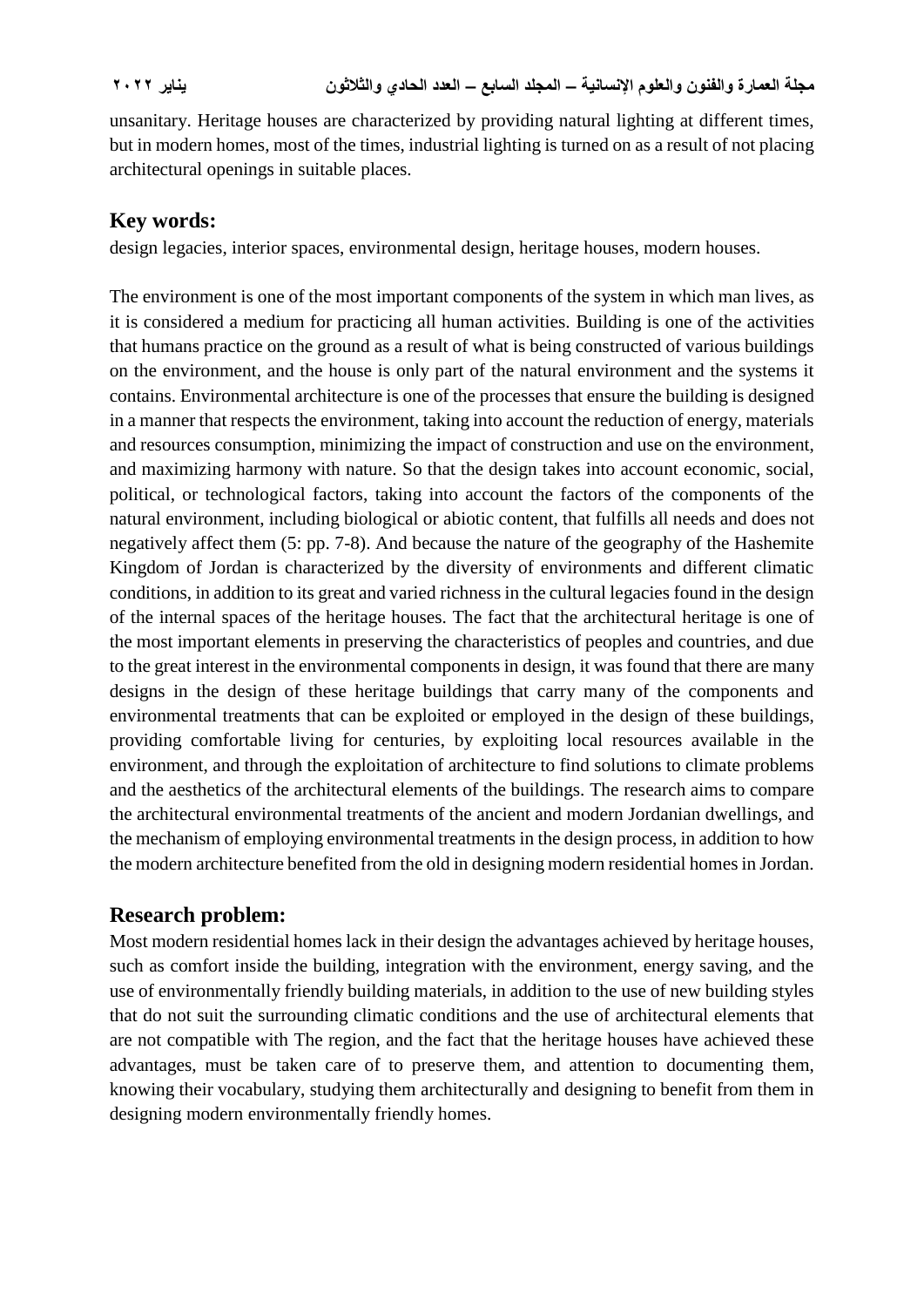unsanitary. Heritage houses are characterized by providing natural lighting at different times, but in modern homes, most of the times, industrial lighting is turned on as a result of not placing architectural openings in suitable places.

## Key words:

design legacies, interior spaces, environmental design, heritage houses, modern houses.

The environment is one of the most important components of the system in which man lives, as it is considered a medium for practicing all human activities. Building is one of the activities that humans practice on the ground as a result of what is being constructed of various buildings on the environment, and the house is only part of the natural environment and the systems it contains. Environmental architecture is one of the processes that ensure the building is designed in a manner that respects the environment, taking into account the reduction of energy, materials and resources consumption, minimizing the impact of construction and use on the environment, and maximizing harmony with nature. So that the design takes into account economic, social, political, or technological factors, taking into account the factors of the components of the natural environment, including biological or abiotic content, that fulfills all needs and does not negatively affect them (5: pp. 7-8). And because the nature of the geography of the Hashemite Kingdom of Jordan is characterized by the diversity of environments and different climatic conditions, in addition to its great and varied richness in the cultural legacies found in the design of the internal spaces of the heritage houses. The fact that the architectural heritage is one of the most important elements in preserving the characteristics of peoples and countries, and due to the great interest in the environmental components in design, it was found that there are many designs in the design of these heritage buildings that carry many of the components and environmental treatments that can be exploited or employed in the design of these buildings, providing comfortable living for centuries, by exploiting local resources available in the environment, and through the exploitation of architecture to find solutions to climate problems and the aesthetics of the architectural elements of the buildings. The research aims to compare the architectural environmental treatments of the ancient and modern Jordanian dwellings, and the mechanism of employing environmental treatments in the design process, in addition to how the modern architecture benefited from the old in designing modern residential homes in Jordan.

## Research problem:

Most modern residential homes lack in their design the advantages achieved by heritage houses, such as comfort inside the building, integration with the environment, energy saving, and the use of environmentally friendly building materials, in addition to the use of new building styles that do not suit the surrounding climatic conditions and the use of architectural elements that are not compatible with The region, and the fact that the heritage houses have achieved these advantages, must be taken care of to preserve them, and attention to documenting them, knowing their vocabulary, studying them architecturally and designing to benefit from them in designing modern environmentally friendly homes.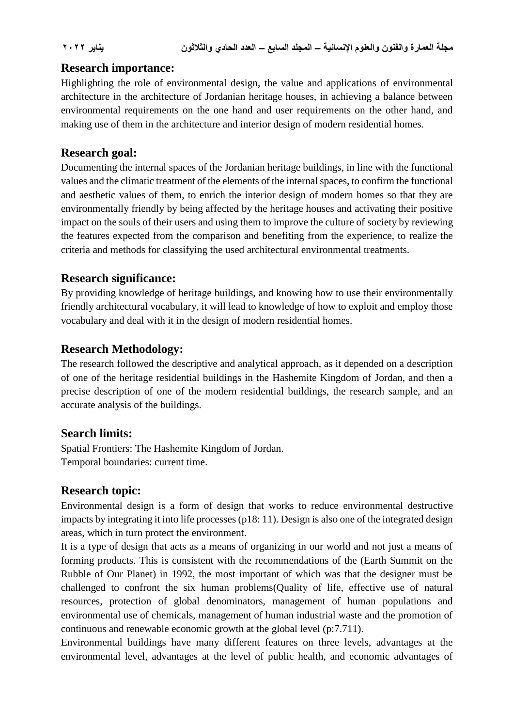## Research importance:

Highlighting the role of environmental design, the value and applications of environmental architecture in the architecture of Jordanian heritage houses, in achieving a balance between environmental requirements on the one hand and user requirements on the other hand, and making use of them in the architecture and interior design of modern residential homes.

## Research goal:

Documenting the internal spaces of the Jordanian heritage buildings, in line with the functional values and the climatic treatment of the elements of the internal spaces, to confirm the functional and aesthetic values of them, to enrich the interior design of modern homes so that they are environmentally friendly by being affected by the heritage houses and activating their positive impact on the souls of their users and using them to improve the culture of society by reviewing the features expected from the comparison and benefiting from the experience, to realize the criteria and methods for classifying the used architectural environmental treatments.

## Research significance:

By providing knowledge of heritage buildings, and knowing how to use their environmentally friendly architectural vocabulary, it will lead to knowledge of how to exploit and employ those vocabulary and deal with it in the design of modern residential homes.

## Research Methodology:

The research followed the descriptive and analytical approach, as it depended on a description of one of the heritage residential buildings in the Hashemite Kingdom of Jordan, and then a precise description of one of the modern residential buildings, the research sample, and an accurate analysis of the buildings.

## Search limits:

Spatial Frontiers: The Hashemite Kingdom of Jordan.
Temporal boundaries: current time.

## Research topic:

Environmental design is a form of design that works to reduce environmental destructive impacts by integrating it into life processes (p18: 11). Design is also one of the integrated design areas, which in turn protect the environment.

It is a type of design that acts as a means of organizing in our world and not just a means of forming products. This is consistent with the recommendations of the (Earth Summit on the Rubble of Our Planet) in 1992, the most important of which was that the designer must be challenged to confront the six human problems(Quality of life, effective use of natural resources, protection of global denominators, management of human populations and environmental use of chemicals, management of human industrial waste and the promotion of continuous and renewable economic growth at the global level (p:7.711).

Environmental buildings have many different features on three levels, advantages at the environmental level, advantages at the level of public health, and economic advantages of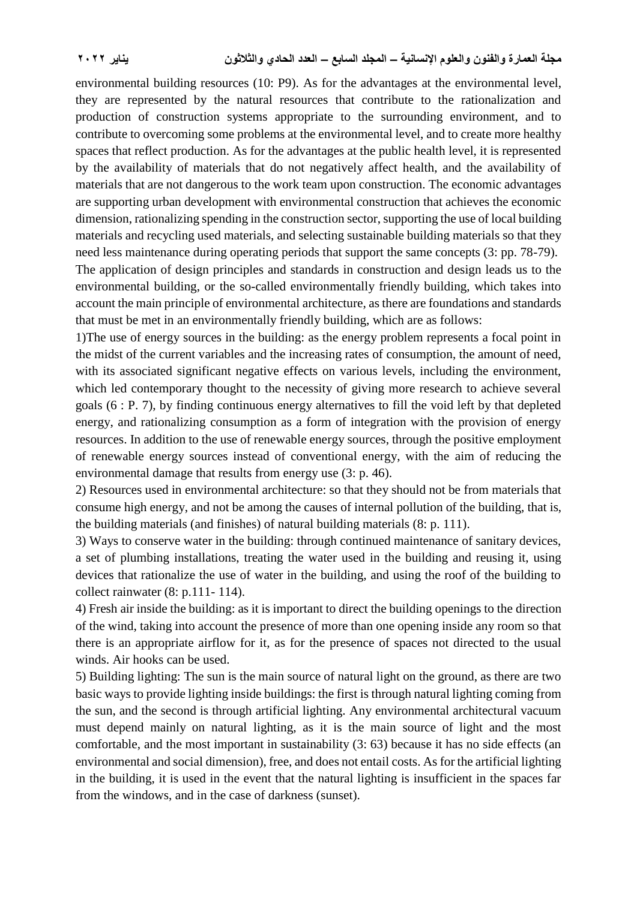environmental building resources (10: P9). As for the advantages at the environmental level, they are represented by the natural resources that contribute to the rationalization and production of construction systems appropriate to the surrounding environment, and to contribute to overcoming some problems at the environmental level, and to create more healthy spaces that reflect production. As for the advantages at the public health level, it is represented by the availability of materials that do not negatively affect health, and the availability of materials that are not dangerous to the work team upon construction. The economic advantages are supporting urban development with environmental construction that achieves the economic dimension, rationalizing spending in the construction sector, supporting the use of local building materials and recycling used materials, and selecting sustainable building materials so that they need less maintenance during operating periods that support the same concepts (3: pp. 78-79).

The application of design principles and standards in construction and design leads us to the environmental building, or the so-called environmentally friendly building, which takes into account the main principle of environmental architecture, as there are foundations and standards that must be met in an environmentally friendly building, which are as follows:

1)The use of energy sources in the building: as the energy problem represents a focal point in the midst of the current variables and the increasing rates of consumption, the amount of need, with its associated significant negative effects on various levels, including the environment, which led contemporary thought to the necessity of giving more research to achieve several goals (6 : P. 7), by finding continuous energy alternatives to fill the void left by that depleted energy, and rationalizing consumption as a form of integration with the provision of energy resources. In addition to the use of renewable energy sources, through the positive employment of renewable energy sources instead of conventional energy, with the aim of reducing the environmental damage that results from energy use (3: p. 46).

2) Resources used in environmental architecture: so that they should not be from materials that consume high energy, and not be among the causes of internal pollution of the building, that is, the building materials (and finishes) of natural building materials (8: p. 111).

3) Ways to conserve water in the building: through continued maintenance of sanitary devices, a set of plumbing installations, treating the water used in the building and reusing it, using devices that rationalize the use of water in the building, and using the roof of the building to collect rainwater (8: p.111- 114).

4) Fresh air inside the building: as it is important to direct the building openings to the direction of the wind, taking into account the presence of more than one opening inside any room so that there is an appropriate airflow for it, as for the presence of spaces not directed to the usual winds. Air hooks can be used.

5) Building lighting: The sun is the main source of natural light on the ground, as there are two basic ways to provide lighting inside buildings: the first is through natural lighting coming from the sun, and the second is through artificial lighting. Any environmental architectural vacuum must depend mainly on natural lighting, as it is the main source of light and the most comfortable, and the most important in sustainability (3: 63) because it has no side effects (an environmental and social dimension), free, and does not entail costs. As for the artificial lighting in the building, it is used in the event that the natural lighting is insufficient in the spaces far from the windows, and in the case of darkness (sunset).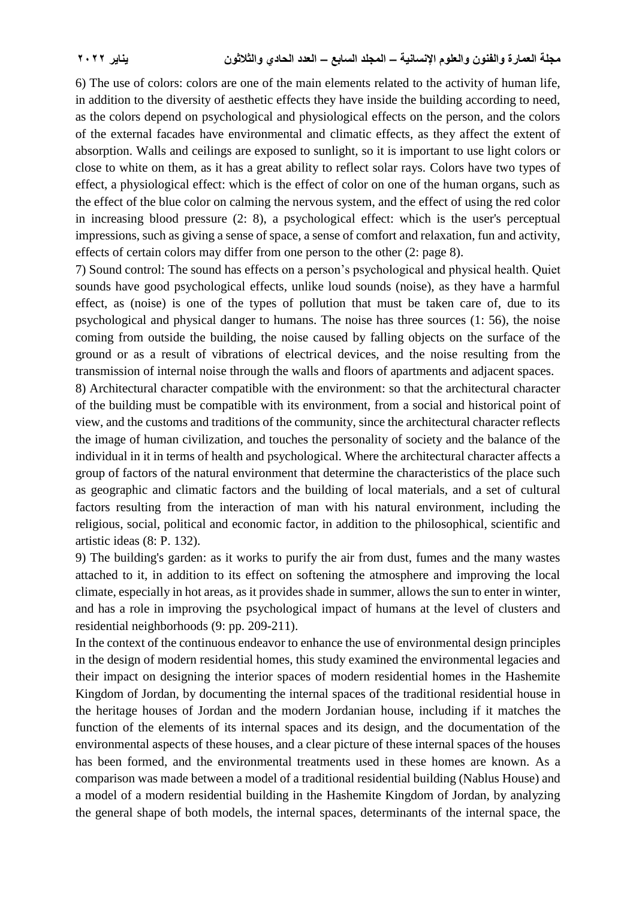6) The use of colors: colors are one of the main elements related to the activity of human life, in addition to the diversity of aesthetic effects they have inside the building according to need, as the colors depend on psychological and physiological effects on the person, and the colors of the external facades have environmental and climatic effects, as they affect the extent of absorption. Walls and ceilings are exposed to sunlight, so it is important to use light colors or close to white on them, as it has a great ability to reflect solar rays. Colors have two types of effect, a physiological effect: which is the effect of color on one of the human organs, such as the effect of the blue color on calming the nervous system, and the effect of using the red color in increasing blood pressure (2: 8), a psychological effect: which is the user's perceptual impressions, such as giving a sense of space, a sense of comfort and relaxation, fun and activity, effects of certain colors may differ from one person to the other (2: page 8).

7) Sound control: The sound has effects on a person's psychological and physical health. Quiet sounds have good psychological effects, unlike loud sounds (noise), as they have a harmful effect, as (noise) is one of the types of pollution that must be taken care of, due to its psychological and physical danger to humans. The noise has three sources (1: 56), the noise coming from outside the building, the noise caused by falling objects on the surface of the ground or as a result of vibrations of electrical devices, and the noise resulting from the transmission of internal noise through the walls and floors of apartments and adjacent spaces.

8) Architectural character compatible with the environment: so that the architectural character of the building must be compatible with its environment, from a social and historical point of view, and the customs and traditions of the community, since the architectural character reflects the image of human civilization, and touches the personality of society and the balance of the individual in it in terms of health and psychological. Where the architectural character affects a group of factors of the natural environment that determine the characteristics of the place such as geographic and climatic factors and the building of local materials, and a set of cultural factors resulting from the interaction of man with his natural environment, including the religious, social, political and economic factor, in addition to the philosophical, scientific and artistic ideas (8: P. 132).

9) The building's garden: as it works to purify the air from dust, fumes and the many wastes attached to it, in addition to its effect on softening the atmosphere and improving the local climate, especially in hot areas, as it provides shade in summer, allows the sun to enter in winter, and has a role in improving the psychological impact of humans at the level of clusters and residential neighborhoods (9: pp. 209-211).

In the context of the continuous endeavor to enhance the use of environmental design principles in the design of modern residential homes, this study examined the environmental legacies and their impact on designing the interior spaces of modern residential homes in the Hashemite Kingdom of Jordan, by documenting the internal spaces of the traditional residential house in the heritage houses of Jordan and the modern Jordanian house, including if it matches the function of the elements of its internal spaces and its design, and the documentation of the environmental aspects of these houses, and a clear picture of these internal spaces of the houses has been formed, and the environmental treatments used in these homes are known. As a comparison was made between a model of a traditional residential building (Nablus House) and a model of a modern residential building in the Hashemite Kingdom of Jordan, by analyzing the general shape of both models, the internal spaces, determinants of the internal space, the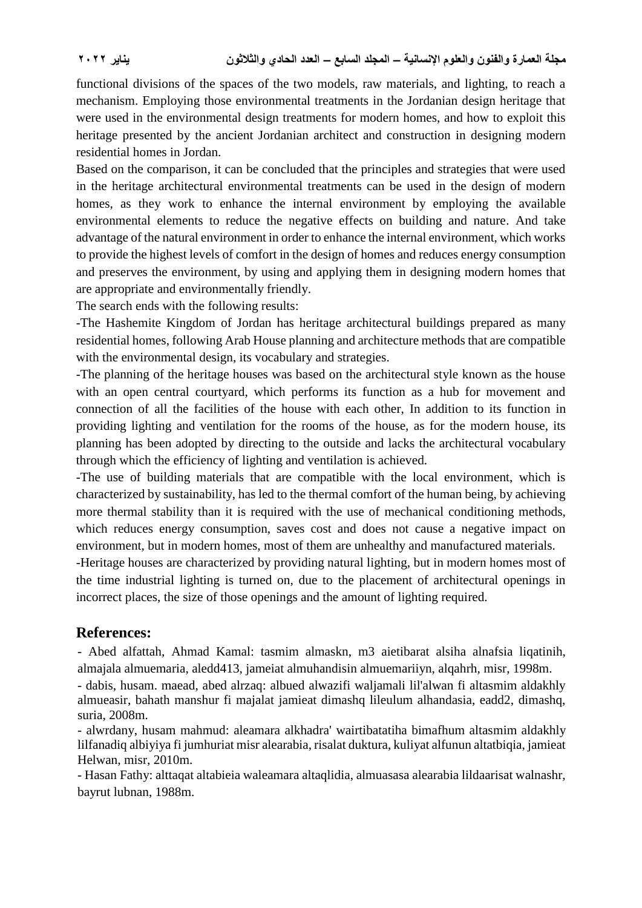functional divisions of the spaces of the two models, raw materials, and lighting, to reach a mechanism. Employing those environmental treatments in the Jordanian design heritage that were used in the environmental design treatments for modern homes, and how to exploit this heritage presented by the ancient Jordanian architect and construction in designing modern residential homes in Jordan.

Based on the comparison, it can be concluded that the principles and strategies that were used in the heritage architectural environmental treatments can be used in the design of modern homes, as they work to enhance the internal environment by employing the available environmental elements to reduce the negative effects on building and nature. And take advantage of the natural environment in order to enhance the internal environment, which works to provide the highest levels of comfort in the design of homes and reduces energy consumption and preserves the environment, by using and applying them in designing modern homes that are appropriate and environmentally friendly.

The search ends with the following results:

-The Hashemite Kingdom of Jordan has heritage architectural buildings prepared as many residential homes, following Arab House planning and architecture methods that are compatible with the environmental design, its vocabulary and strategies.

-The planning of the heritage houses was based on the architectural style known as the house with an open central courtyard, which performs its function as a hub for movement and connection of all the facilities of the house with each other, In addition to its function in providing lighting and ventilation for the rooms of the house, as for the modern house, its planning has been adopted by directing to the outside and lacks the architectural vocabulary through which the efficiency of lighting and ventilation is achieved.

-The use of building materials that are compatible with the local environment, which is characterized by sustainability, has led to the thermal comfort of the human being, by achieving more thermal stability than it is required with the use of mechanical conditioning methods, which reduces energy consumption, saves cost and does not cause a negative impact on environment, but in modern homes, most of them are unhealthy and manufactured materials.

-Heritage houses are characterized by providing natural lighting, but in modern homes most of the time industrial lighting is turned on, due to the placement of architectural openings in incorrect places, the size of those openings and the amount of lighting required.

## References:

- Abed alfattah, Ahmad Kamal: tasmim almaskn, m3 aietibarat alsiha alnafsia liqatinih, almajala almuemaria, aledd413, jameiat almuhandisin almuemariiyn, alqahrh, misr, 1998m.
- dabis, husam. maead, abed alrzaq: albued alwazifi waljamali lil'alwan fi altasmim aldakhly almueasir, bahath manshur fi majalat jamieat dimashq lileulum alhandasia, eadd2, dimashq, suria, 2008m.
- alwrdany, husam mahmud: aleamara alkhadra' wairtibatatiha bimafhum altasmim aldakhly lilfanadiq albiyiya fi jumhuriat misr alearabia, risalat duktura, kuliyat alfunun altatbiqia, jamieat Helwan, misr, 2010m.
- Hasan Fathy: alttaqat altabieia waleamara altaqlidia, almuasasa alearabia lildaarisat walnashr, bayrut lubnan, 1988m.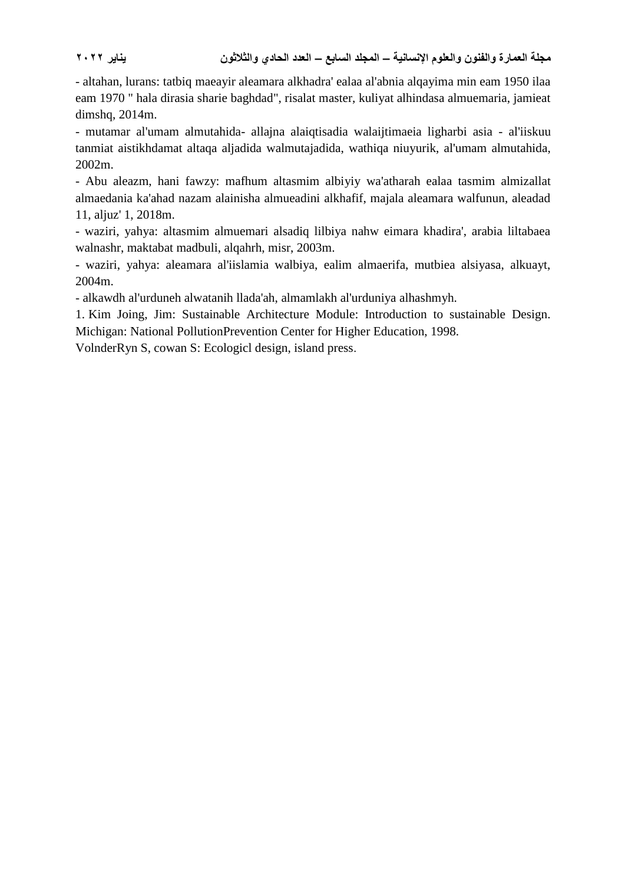- altahan, lurans: tatbiq maeayir aleamara alkhadra' ealaa al'abnia alqayima min eam 1950 ilaa eam 1970 " hala dirasia sharie baghdad", risalat master, kuliyat alhindasa almuemaria, jamieat dimshq, 2014m.

- mutamar al'umam almutahida- allajna alaiqtisadia walaijtimaeia ligharbi asia - al'iiskuu tanmiat aistikhdamat altaqa aljadida walmutajadida, wathiqa niuyurik, al'umam almutahida, 2002m.

- Abu aleazm, hani fawzy: mafhum altasmim albiyiy wa'atharah ealaa tasmim almizallat almaedania ka'ahad nazam alainisha almueadini alkhafif, majala aleamara walfunun, aleadad 11, aljuz' 1, 2018m.

- waziri, yahya: altasmim almuemari alsadiq lilbiya nahw eimara khadira', arabia liltabaea walnashr, maktabat madbuli, alqahrh, misr, 2003m.

- waziri, yahya: aleamara al'iislamia walbiya, ealim almaerifa, mutbiea alsiyasa, alkuayt, 2004m.

- alkawdh al'urduneh alwatanih llada'ah, almamlakh al'urduniya alhashmyh.

1. Kim Joing, Jim: Sustainable Architecture Module: Introduction to sustainable Design. Michigan: National PollutionPrevention Center for Higher Education, 1998.

VolnderRyn S, cowan S: Ecologicl design, island press.